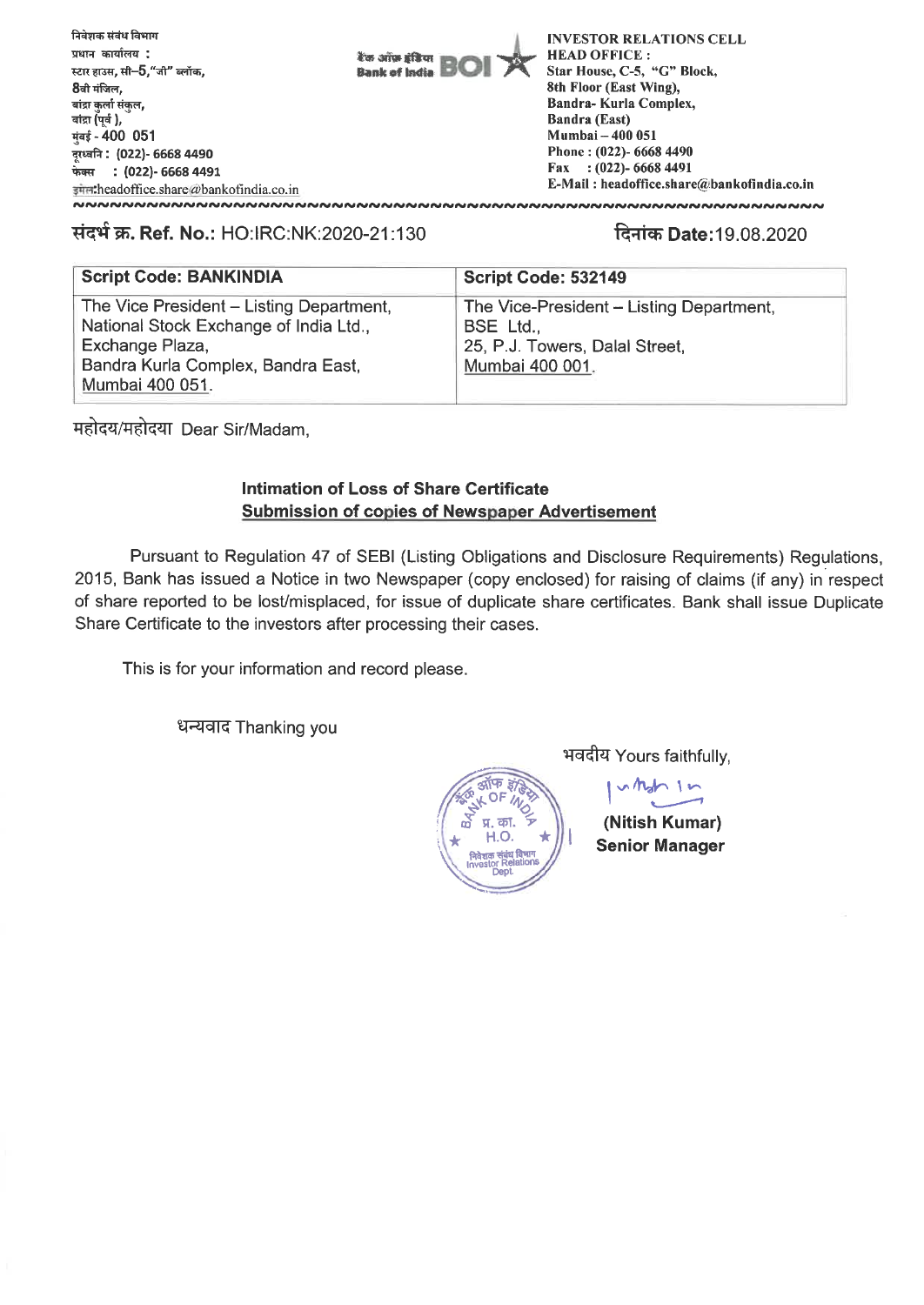निवेशक संबंध विभाग
प्रधान कार्यालय :
स्टार हाउस, सी–5,"जी" ब्लॉक,
8वी मंजिल,
बांद्रा कुर्ला संकुल,
बांद्रा (पूर्व ),
मुंबई - 400 051
दूरध्वनि : (022)- 6668 4490
फेक्स : (022)- 6668 4491
इमेल:headoffice.share@bankofindia.co.in

बैंक ऑफ इंडिया
Bank of India BOI

**INVESTOR RELATIONS CELL**
**HEAD OFFICE :**
**Star House, C-5, "G" Block,**
**8th Floor (East Wing),**
**Bandra- Kurla Complex,**
**Bandra (East)**
**Mumbai – 400 051**
**Phone : (022)- 6668 4490**
**Fax : (022)- 6668 4491**
**E-Mail : headoffice.share@bankofindia.co.in**

**संदर्भ क्र. Ref. No.:** HO:IRC:NK:2020-21:130

**दिनांक Date:**19.08.2020

| **Script Code: BANKINDIA** | **Script Code: 532149** |
|---|---|
| The Vice President – Listing Department, National Stock Exchange of India Ltd., Exchange Plaza, Bandra Kurla Complex, Bandra East, Mumbai 400 051. | The Vice-President – Listing Department, BSE Ltd., 25, P.J. Towers, Dalal Street, Mumbai 400 001. |

महोदय/महोदया Dear Sir/Madam,

**Intimation of Loss of Share Certificate**
**Submission of copies of Newspaper Advertisement**

Pursuant to Regulation 47 of SEBI (Listing Obligations and Disclosure Requirements) Regulations, 2015, Bank has issued a Notice in two Newspaper (copy enclosed) for raising of claims (if any) in respect of share reported to be lost/misplaced, for issue of duplicate share certificates. Bank shall issue Duplicate Share Certificate to the investors after processing their cases.

This is for your information and record please.

धन्यवाद Thanking you

भवदीय Yours faithfully,

**(Nitish Kumar)**
**Senior Manager**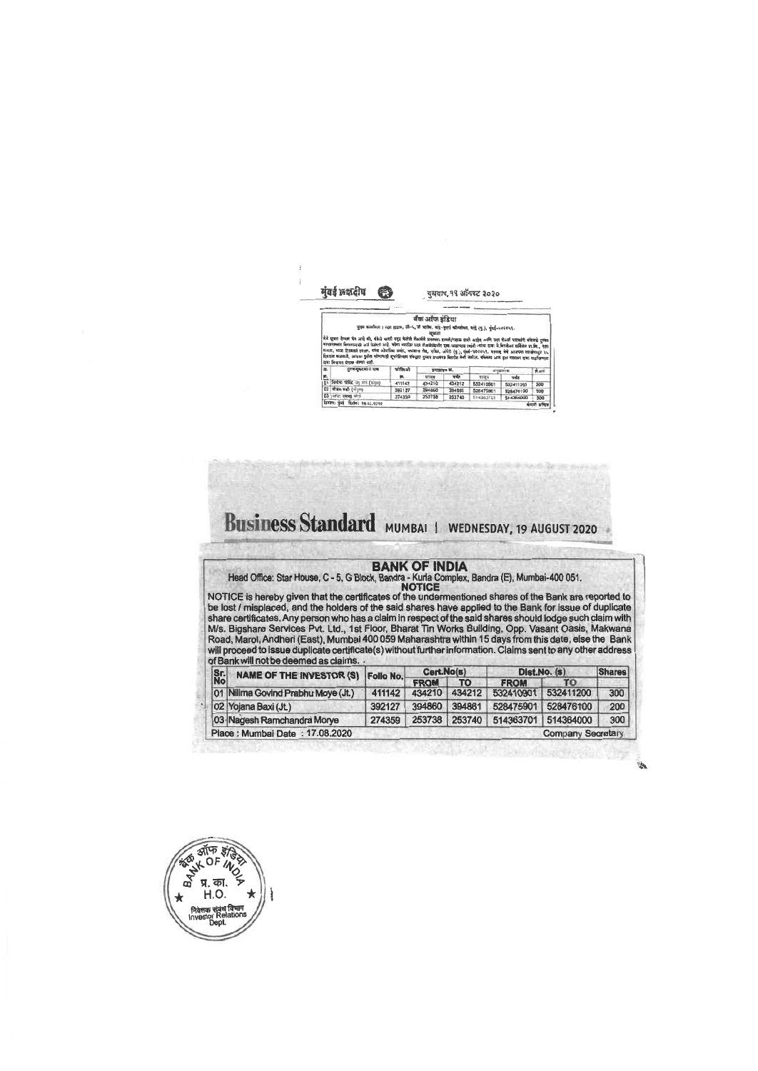मुंबई लक्षदीप बुधवार, १९ ऑगस्ट २०२०

# Business Standard MUMBAI | WEDNESDAY, 19 AUGUST 2020

## BANK OF INDIA

Head Office: Star House, C - 5, G Block, Bandra - Kurla Complex, Bandra (E), Mumbai-400 051.

**NOTICE**

NOTICE is hereby given that the certificates of the undermentioned shares of the Bank are reported to be lost / misplaced, and the holders of the said shares have applied to the Bank for issue of duplicate share certificates. Any person who has a claim in respect of the said shares should lodge such claim with M/s. Bigshare Services Pvt. Ltd., 1st Floor, Bharat Tin Works Building, Opp. Vasant Oasis, Makwana Road, Marol, Andheri (East), Mumbai 400 059 Maharashtra within 15 days from this date, else the Bank will proceed to issue duplicate certificate(s) without further information. Claims sent to any other address of Bank will not be deemed as claims.

| Sr. No | NAME OF THE INVESTOR (S) | Folio No. | Cert.No(s) | | Dist.No. (s) | | Shares |
|---|---|---|---|---|---|---|---|
| | | | FROM | TO | FROM | TO | |
| 01 | Nilima Govind Prabhu Moye (Jt.) | 411142 | 434210 | 434212 | 532410901 | 532411200 | 300 |
| 02 | Yojana Baxi (Jt.) | 392127 | 394860 | 394861 | 528475901 | 528476100 | 200 |
| 03 | Nagesh Ramchandra Morye | 274359 | 253738 | 253740 | 514363701 | 514364000 | 300 |

Place : Mumbai Date : 17.08.2020

Company Secretary

बैंक ऑफ इंडिया BANK OF INDIA प्र. का. H.O. निवेशक संबंध विभाग Investor Relations Dept.